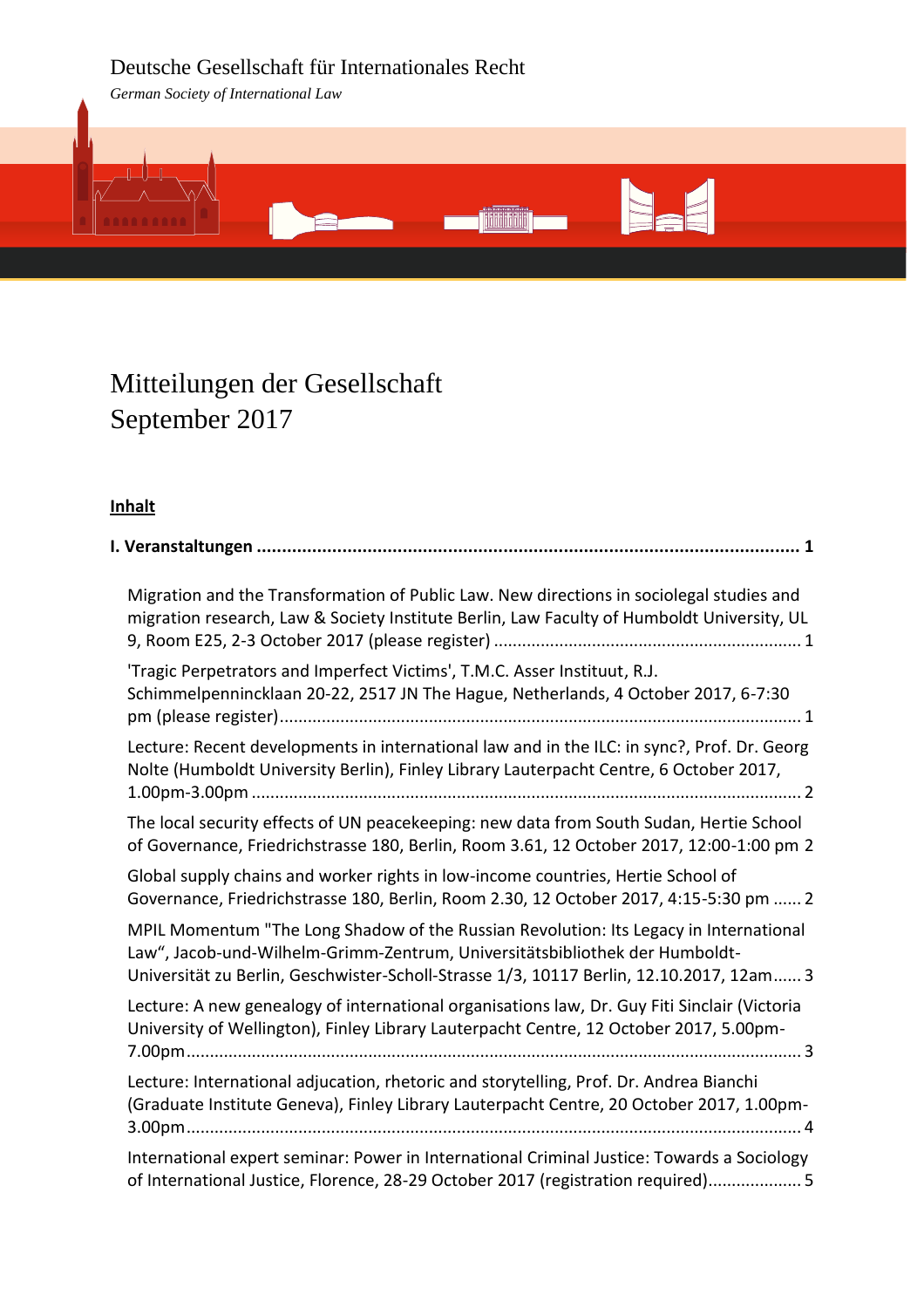Deutsche Gesellschaft für Internationales Recht

*German Society of International Law*

# Mitteilungen der Gesellschaft
# September 2017

**Inhalt**

**I. Veranstaltungen ............................................................................................................ 1**

Migration and the Transformation of Public Law. New directions in sociolegal studies and migration research, Law & Society Institute Berlin, Law Faculty of Humboldt University, UL 9, Room E25, 2-3 October 2017 (please register) ................................................................ 1

'Tragic Perpetrators and Imperfect Victims', T.M.C. Asser Instituut, R.J. Schimmelpennincklaan 20-22, 2517 JN The Hague, Netherlands, 4 October 2017, 6-7:30 pm (please register)............................................................................................................. 1

Lecture: Recent developments in international law and in the ILC: in sync?, Prof. Dr. Georg Nolte (Humboldt University Berlin), Finley Library Lauterpacht Centre, 6 October 2017, 1.00pm-3.00pm ................................................................................................................... 2

The local security effects of UN peacekeeping: new data from South Sudan, Hertie School of Governance, Friedrichstrasse 180, Berlin, Room 3.61, 12 October 2017, 12:00-1:00 pm 2

Global supply chains and worker rights in low-income countries, Hertie School of Governance, Friedrichstrasse 180, Berlin, Room 2.30, 12 October 2017, 4:15-5:30 pm ...... 2

MPIL Momentum "The Long Shadow of the Russian Revolution: Its Legacy in International Law", Jacob-und-Wilhelm-Grimm-Zentrum, Universitätsbibliothek der Humboldt-Universität zu Berlin, Geschwister-Scholl-Strasse 1/3, 10117 Berlin, 12.10.2017, 12am...... 3

Lecture: A new genealogy of international organisations law, Dr. Guy Fiti Sinclair (Victoria University of Wellington), Finley Library Lauterpacht Centre, 12 October 2017, 5.00pm-7.00pm................................................................................................................................. 3

Lecture: International adjucation, rhetoric and storytelling, Prof. Dr. Andrea Bianchi (Graduate Institute Geneva), Finley Library Lauterpacht Centre, 20 October 2017, 1.00pm-3.00pm................................................................................................................................. 4

International expert seminar: Power in International Criminal Justice: Towards a Sociology of International Justice, Florence, 28-29 October 2017 (registration required)................... 5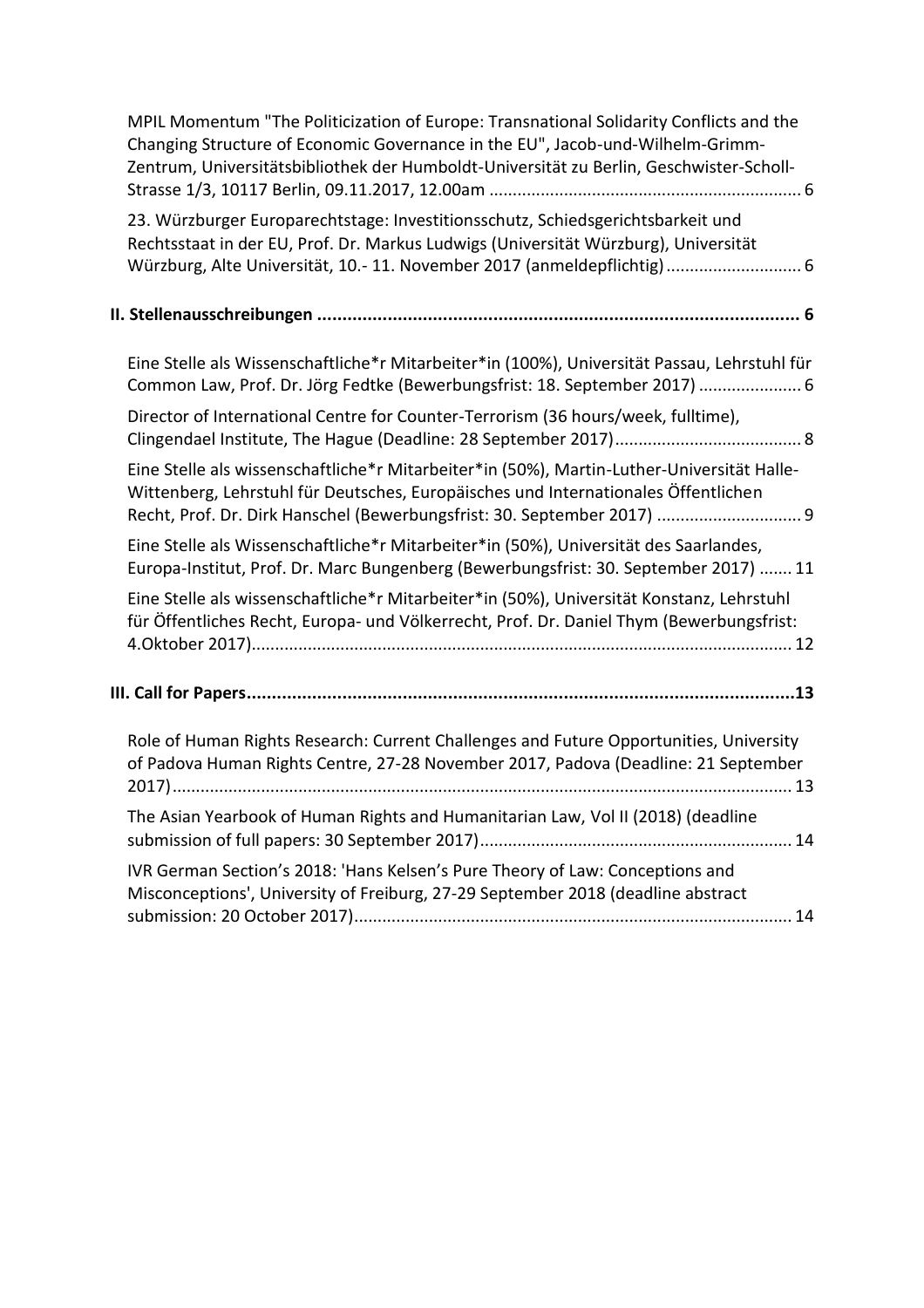MPIL Momentum "The Politicization of Europe: Transnational Solidarity Conflicts and the Changing Structure of Economic Governance in the EU", Jacob-und-Wilhelm-Grimm-Zentrum, Universitätsbibliothek der Humboldt-Universität zu Berlin, Geschwister-Scholl-Strasse 1/3, 10117 Berlin, 09.11.2017, 12.00am .................................................................. 6

23. Würzburger Europarechtstage: Investitionsschutz, Schiedsgerichtsbarkeit und Rechtsstaat in der EU, Prof. Dr. Markus Ludwigs (Universität Würzburg), Universität Würzburg, Alte Universität, 10.- 11. November 2017 (anmeldepflichtig) ............................ 6

**II. Stellenausschreibungen ................................................................................................ 6**

Eine Stelle als Wissenschaftliche*r Mitarbeiter*in (100%), Universität Passau, Lehrstuhl für Common Law, Prof. Dr. Jörg Fedtke (Bewerbungsfrist: 18. September 2017) ...................... 6

Director of International Centre for Counter-Terrorism (36 hours/week, fulltime), Clingendael Institute, The Hague (Deadline: 28 September 2017)........................................ 8

Eine Stelle als wissenschaftliche*r Mitarbeiter*in (50%), Martin-Luther-Universität Halle-Wittenberg, Lehrstuhl für Deutsches, Europäisches und Internationales Öffentlichen Recht, Prof. Dr. Dirk Hanschel (Bewerbungsfrist: 30. September 2017) ............................... 9

Eine Stelle als Wissenschaftliche*r Mitarbeiter*in (50%), Universität des Saarlandes, Europa-Institut, Prof. Dr. Marc Bungenberg (Bewerbungsfrist: 30. September 2017) ....... 11

Eine Stelle als wissenschaftliche*r Mitarbeiter*in (50%), Universität Konstanz, Lehrstuhl für Öffentliches Recht, Europa- und Völkerrecht, Prof. Dr. Daniel Thym (Bewerbungsfrist: 4.Oktober 2017).................................................................................................................. 12

**III. Call for Papers.............................................................................................................13**

Role of Human Rights Research: Current Challenges and Future Opportunities, University of Padova Human Rights Centre, 27-28 November 2017, Padova (Deadline: 21 September 2017).................................................................................................................................. 13

The Asian Yearbook of Human Rights and Humanitarian Law, Vol II (2018) (deadline submission of full papers: 30 September 2017).................................................................. 14

IVR German Section's 2018: 'Hans Kelsen's Pure Theory of Law: Conceptions and Misconceptions', University of Freiburg, 27-29 September 2018 (deadline abstract submission: 20 October 2017)............................................................................................ 14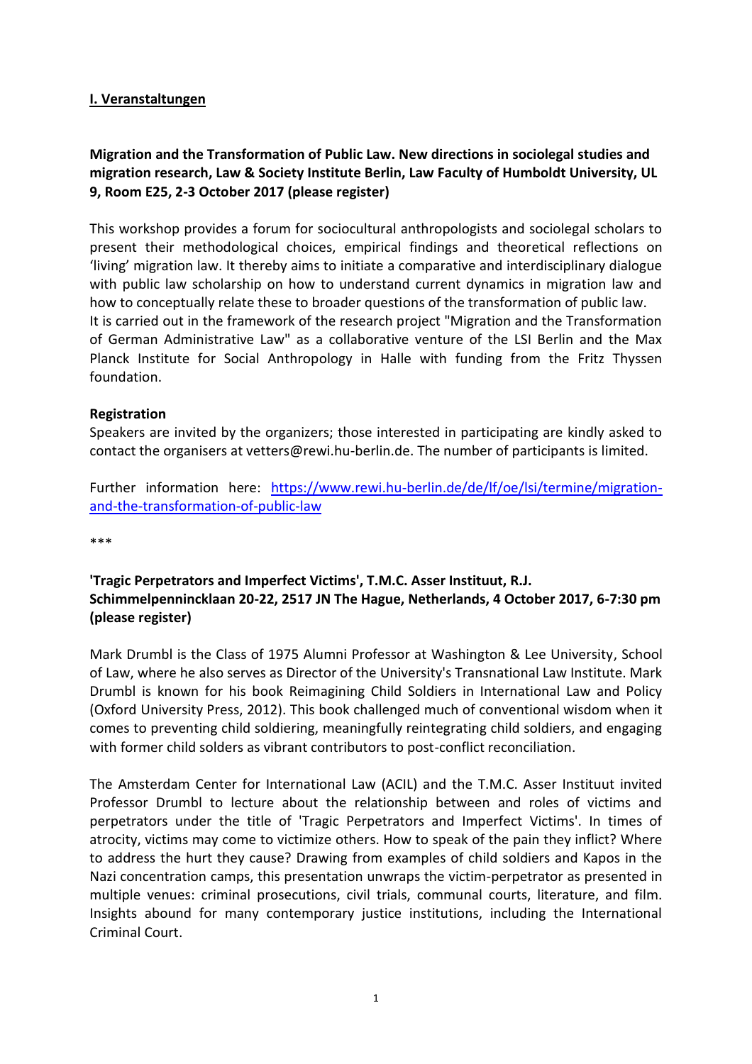## I. Veranstaltungen

**Migration and the Transformation of Public Law. New directions in sociolegal studies and migration research, Law & Society Institute Berlin, Law Faculty of Humboldt University, UL 9, Room E25, 2-3 October 2017 (please register)**

This workshop provides a forum for sociocultural anthropologists and sociolegal scholars to present their methodological choices, empirical findings and theoretical reflections on 'living' migration law. It thereby aims to initiate a comparative and interdisciplinary dialogue with public law scholarship on how to understand current dynamics in migration law and how to conceptually relate these to broader questions of the transformation of public law.
It is carried out in the framework of the research project "Migration and the Transformation of German Administrative Law" as a collaborative venture of the LSI Berlin and the Max Planck Institute for Social Anthropology in Halle with funding from the Fritz Thyssen foundation.

**Registration**
Speakers are invited by the organizers; those interested in participating are kindly asked to contact the organisers at vetters@rewi.hu-berlin.de. The number of participants is limited.

Further information here: [https://www.rewi.hu-berlin.de/de/lf/oe/lsi/termine/migration-and-the-transformation-of-public-law](https://www.rewi.hu-berlin.de/de/lf/oe/lsi/termine/migration-and-the-transformation-of-public-law)

***

**'Tragic Perpetrators and Imperfect Victims', T.M.C. Asser Instituut, R.J. Schimmelpennincklaan 20-22, 2517 JN The Hague, Netherlands, 4 October 2017, 6-7:30 pm (please register)**

Mark Drumbl is the Class of 1975 Alumni Professor at Washington & Lee University, School of Law, where he also serves as Director of the University's Transnational Law Institute. Mark Drumbl is known for his book Reimagining Child Soldiers in International Law and Policy (Oxford University Press, 2012). This book challenged much of conventional wisdom when it comes to preventing child soldiering, meaningfully reintegrating child soldiers, and engaging with former child solders as vibrant contributors to post-conflict reconciliation.

The Amsterdam Center for International Law (ACIL) and the T.M.C. Asser Instituut invited Professor Drumbl to lecture about the relationship between and roles of victims and perpetrators under the title of 'Tragic Perpetrators and Imperfect Victims'. In times of atrocity, victims may come to victimize others. How to speak of the pain they inflict? Where to address the hurt they cause? Drawing from examples of child soldiers and Kapos in the Nazi concentration camps, this presentation unwraps the victim-perpetrator as presented in multiple venues: criminal prosecutions, civil trials, communal courts, literature, and film. Insights abound for many contemporary justice institutions, including the International Criminal Court.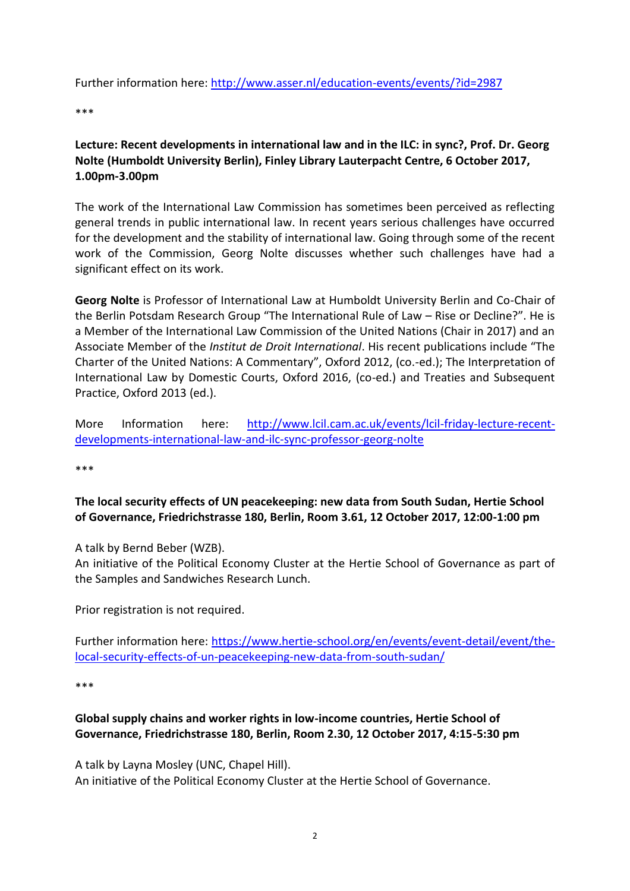Further information here: [http://www.asser.nl/education-events/events/?id=2987](http://www.asser.nl/education-events/events/?id=2987)

***

**Lecture: Recent developments in international law and in the ILC: in sync?, Prof. Dr. Georg Nolte (Humboldt University Berlin), Finley Library Lauterpacht Centre, 6 October 2017, 1.00pm-3.00pm**

The work of the International Law Commission has sometimes been perceived as reflecting general trends in public international law. In recent years serious challenges have occurred for the development and the stability of international law. Going through some of the recent work of the Commission, Georg Nolte discusses whether such challenges have had a significant effect on its work.

**Georg Nolte** is Professor of International Law at Humboldt University Berlin and Co-Chair of the Berlin Potsdam Research Group "The International Rule of Law – Rise or Decline?". He is a Member of the International Law Commission of the United Nations (Chair in 2017) and an Associate Member of the *Institut de Droit International*. His recent publications include "The Charter of the United Nations: A Commentary", Oxford 2012, (co.-ed.); The Interpretation of International Law by Domestic Courts, Oxford 2016, (co-ed.) and Treaties and Subsequent Practice, Oxford 2013 (ed.).

More Information here: [http://www.lcil.cam.ac.uk/events/lcil-friday-lecture-recent-developments-international-law-and-ilc-sync-professor-georg-nolte](http://www.lcil.cam.ac.uk/events/lcil-friday-lecture-recent-developments-international-law-and-ilc-sync-professor-georg-nolte)

***

**The local security effects of UN peacekeeping: new data from South Sudan, Hertie School of Governance, Friedrichstrasse 180, Berlin, Room 3.61, 12 October 2017, 12:00-1:00 pm**

A talk by Bernd Beber (WZB).
An initiative of the Political Economy Cluster at the Hertie School of Governance as part of the Samples and Sandwiches Research Lunch.

Prior registration is not required.

Further information here: [https://www.hertie-school.org/en/events/event-detail/event/the-local-security-effects-of-un-peacekeeping-new-data-from-south-sudan/](https://www.hertie-school.org/en/events/event-detail/event/the-local-security-effects-of-un-peacekeeping-new-data-from-south-sudan/)

***

**Global supply chains and worker rights in low-income countries, Hertie School of Governance, Friedrichstrasse 180, Berlin, Room 2.30, 12 October 2017, 4:15-5:30 pm**

A talk by Layna Mosley (UNC, Chapel Hill).
An initiative of the Political Economy Cluster at the Hertie School of Governance.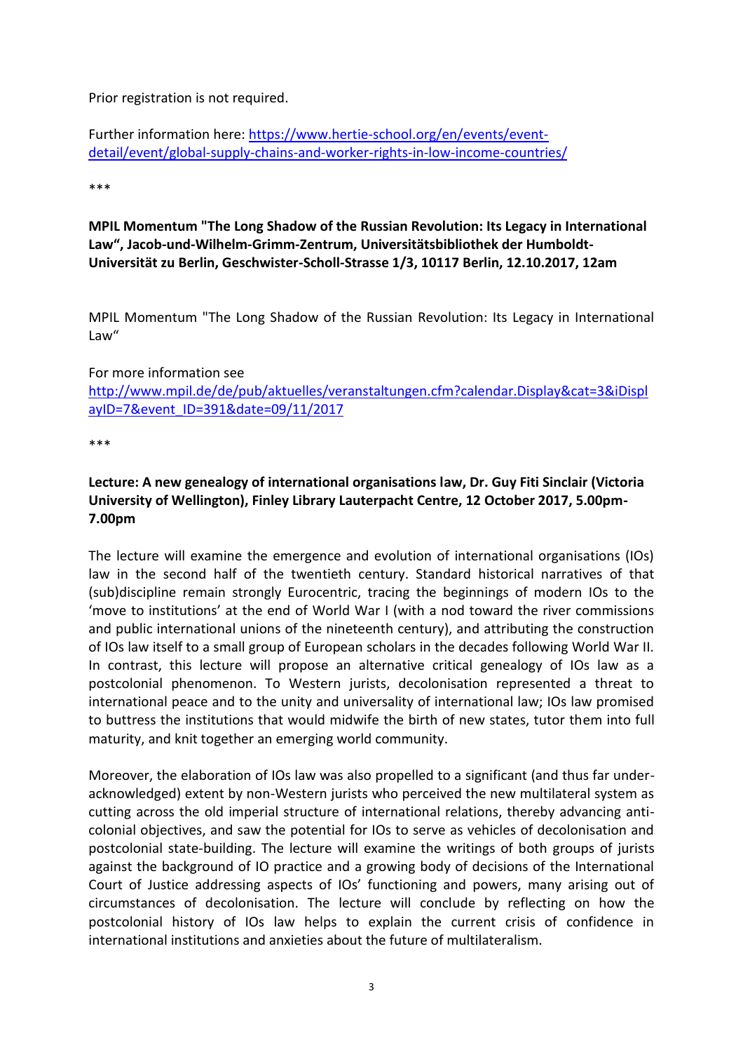Prior registration is not required.

Further information here: [https://www.hertie-school.org/en/events/event-detail/event/global-supply-chains-and-worker-rights-in-low-income-countries/](https://www.hertie-school.org/en/events/event-detail/event/global-supply-chains-and-worker-rights-in-low-income-countries/)

***

**MPIL Momentum "The Long Shadow of the Russian Revolution: Its Legacy in International Law“, Jacob-und-Wilhelm-Grimm-Zentrum, Universitätsbibliothek der Humboldt-Universität zu Berlin, Geschwister-Scholl-Strasse 1/3, 10117 Berlin, 12.10.2017, 12am**

MPIL Momentum "The Long Shadow of the Russian Revolution: Its Legacy in International Law“

For more information see [http://www.mpil.de/de/pub/aktuelles/veranstaltungen.cfm?calendar.Display&cat=3&iDisplayID=7&event_ID=391&date=09/11/2017](http://www.mpil.de/de/pub/aktuelles/veranstaltungen.cfm?calendar.Display&cat=3&iDisplayID=7&event_ID=391&date=09/11/2017)

***

**Lecture: A new genealogy of international organisations law, Dr. Guy Fiti Sinclair (Victoria University of Wellington), Finley Library Lauterpacht Centre, 12 October 2017, 5.00pm-7.00pm**

The lecture will examine the emergence and evolution of international organisations (IOs) law in the second half of the twentieth century. Standard historical narratives of that (sub)discipline remain strongly Eurocentric, tracing the beginnings of modern IOs to the 'move to institutions' at the end of World War I (with a nod toward the river commissions and public international unions of the nineteenth century), and attributing the construction of IOs law itself to a small group of European scholars in the decades following World War II. In contrast, this lecture will propose an alternative critical genealogy of IOs law as a postcolonial phenomenon. To Western jurists, decolonisation represented a threat to international peace and to the unity and universality of international law; IOs law promised to buttress the institutions that would midwife the birth of new states, tutor them into full maturity, and knit together an emerging world community.

Moreover, the elaboration of IOs law was also propelled to a significant (and thus far under-acknowledged) extent by non-Western jurists who perceived the new multilateral system as cutting across the old imperial structure of international relations, thereby advancing anti-colonial objectives, and saw the potential for IOs to serve as vehicles of decolonisation and postcolonial state-building. The lecture will examine the writings of both groups of jurists against the background of IO practice and a growing body of decisions of the International Court of Justice addressing aspects of IOs' functioning and powers, many arising out of circumstances of decolonisation. The lecture will conclude by reflecting on how the postcolonial history of IOs law helps to explain the current crisis of confidence in international institutions and anxieties about the future of multilateralism.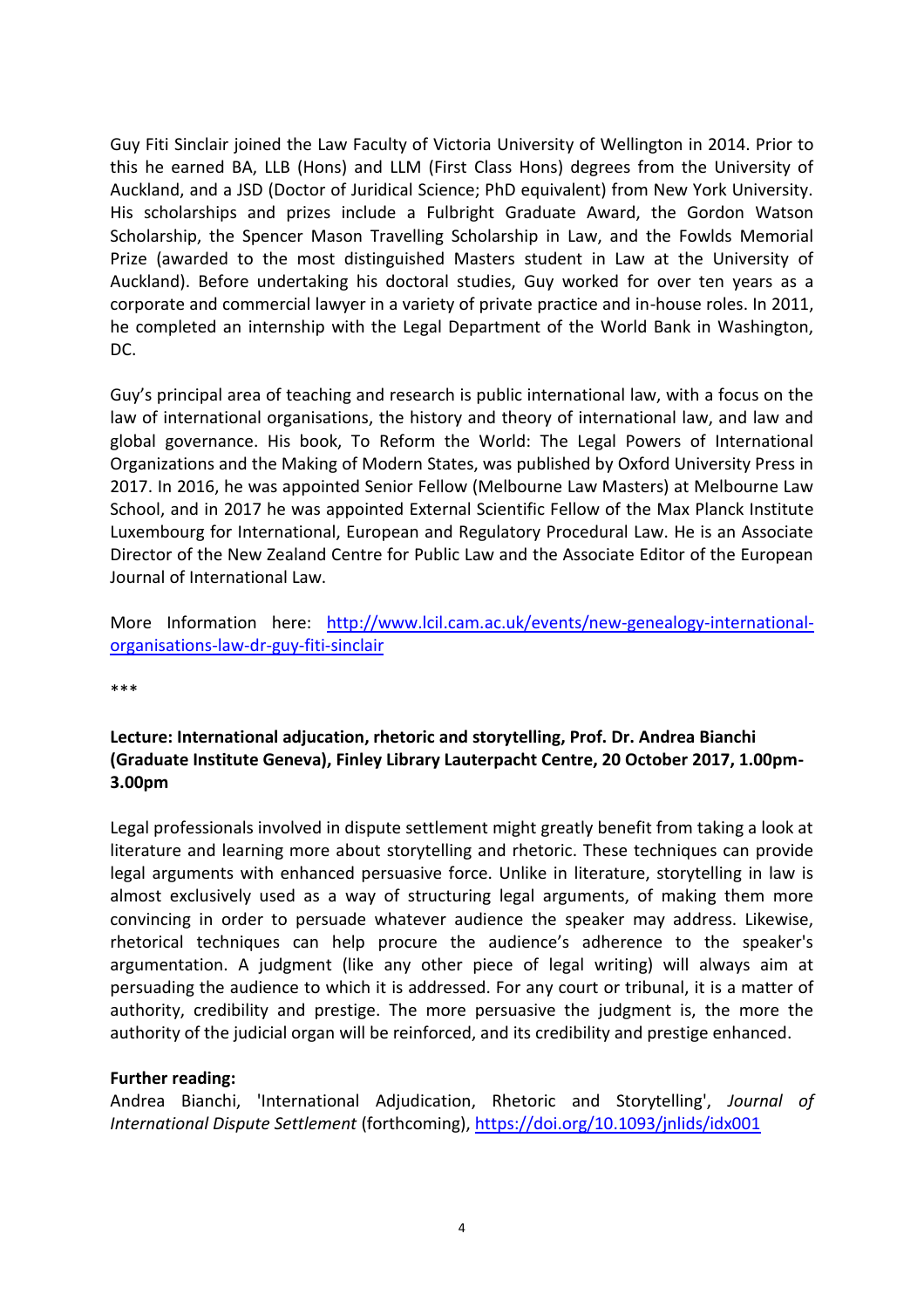Guy Fiti Sinclair joined the Law Faculty of Victoria University of Wellington in 2014. Prior to this he earned BA, LLB (Hons) and LLM (First Class Hons) degrees from the University of Auckland, and a JSD (Doctor of Juridical Science; PhD equivalent) from New York University. His scholarships and prizes include a Fulbright Graduate Award, the Gordon Watson Scholarship, the Spencer Mason Travelling Scholarship in Law, and the Fowlds Memorial Prize (awarded to the most distinguished Masters student in Law at the University of Auckland). Before undertaking his doctoral studies, Guy worked for over ten years as a corporate and commercial lawyer in a variety of private practice and in-house roles. In 2011, he completed an internship with the Legal Department of the World Bank in Washington, DC.

Guy's principal area of teaching and research is public international law, with a focus on the law of international organisations, the history and theory of international law, and law and global governance. His book, To Reform the World: The Legal Powers of International Organizations and the Making of Modern States, was published by Oxford University Press in 2017. In 2016, he was appointed Senior Fellow (Melbourne Law Masters) at Melbourne Law School, and in 2017 he was appointed External Scientific Fellow of the Max Planck Institute Luxembourg for International, European and Regulatory Procedural Law. He is an Associate Director of the New Zealand Centre for Public Law and the Associate Editor of the European Journal of International Law.

More Information here: [http://www.lcil.cam.ac.uk/events/new-genealogy-international-organisations-law-dr-guy-fiti-sinclair](http://www.lcil.cam.ac.uk/events/new-genealogy-international-organisations-law-dr-guy-fiti-sinclair)

***

**Lecture: International adjucation, rhetoric and storytelling, Prof. Dr. Andrea Bianchi (Graduate Institute Geneva), Finley Library Lauterpacht Centre, 20 October 2017, 1.00pm-3.00pm**

Legal professionals involved in dispute settlement might greatly benefit from taking a look at literature and learning more about storytelling and rhetoric. These techniques can provide legal arguments with enhanced persuasive force. Unlike in literature, storytelling in law is almost exclusively used as a way of structuring legal arguments, of making them more convincing in order to persuade whatever audience the speaker may address. Likewise, rhetorical techniques can help procure the audience's adherence to the speaker's argumentation. A judgment (like any other piece of legal writing) will always aim at persuading the audience to which it is addressed. For any court or tribunal, it is a matter of authority, credibility and prestige. The more persuasive the judgment is, the more the authority of the judicial organ will be reinforced, and its credibility and prestige enhanced.

**Further reading:**
Andrea Bianchi, 'International Adjudication, Rhetoric and Storytelling', *Journal of International Dispute Settlement* (forthcoming), [https://doi.org/10.1093/jnlids/idx001](https://doi.org/10.1093/jnlids/idx001)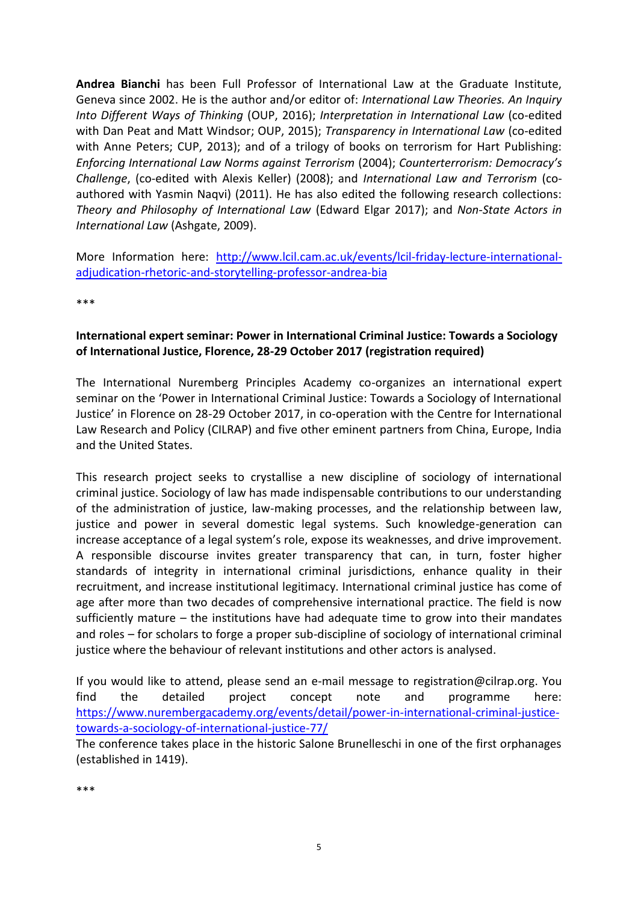**Andrea Bianchi** has been Full Professor of International Law at the Graduate Institute, Geneva since 2002. He is the author and/or editor of: *International Law Theories. An Inquiry Into Different Ways of Thinking* (OUP, 2016); *Interpretation in International Law* (co-edited with Dan Peat and Matt Windsor; OUP, 2015); *Transparency in International Law* (co-edited with Anne Peters; CUP, 2013); and of a trilogy of books on terrorism for Hart Publishing: *Enforcing International Law Norms against Terrorism* (2004); *Counterterrorism: Democracy's Challenge*, (co-edited with Alexis Keller) (2008); and *International Law and Terrorism* (co-authored with Yasmin Naqvi) (2011). He has also edited the following research collections: *Theory and Philosophy of International Law* (Edward Elgar 2017); and *Non-State Actors in International Law* (Ashgate, 2009).

More Information here: [http://www.lcil.cam.ac.uk/events/lcil-friday-lecture-international-adjudication-rhetoric-and-storytelling-professor-andrea-bia](http://www.lcil.cam.ac.uk/events/lcil-friday-lecture-international-adjudication-rhetoric-and-storytelling-professor-andrea-bia)

\*\*\*

**International expert seminar: Power in International Criminal Justice: Towards a Sociology of International Justice, Florence, 28-29 October 2017 (registration required)**

The International Nuremberg Principles Academy co-organizes an international expert seminar on the 'Power in International Criminal Justice: Towards a Sociology of International Justice' in Florence on 28-29 October 2017, in co-operation with the Centre for International Law Research and Policy (CILRAP) and five other eminent partners from China, Europe, India and the United States.

This research project seeks to crystallise a new discipline of sociology of international criminal justice. Sociology of law has made indispensable contributions to our understanding of the administration of justice, law-making processes, and the relationship between law, justice and power in several domestic legal systems. Such knowledge-generation can increase acceptance of a legal system's role, expose its weaknesses, and drive improvement. A responsible discourse invites greater transparency that can, in turn, foster higher standards of integrity in international criminal jurisdictions, enhance quality in their recruitment, and increase institutional legitimacy. International criminal justice has come of age after more than two decades of comprehensive international practice. The field is now sufficiently mature – the institutions have had adequate time to grow into their mandates and roles – for scholars to forge a proper sub-discipline of sociology of international criminal justice where the behaviour of relevant institutions and other actors is analysed.

If you would like to attend, please send an e-mail message to registration@cilrap.org. You find the detailed project concept note and programme here: [https://www.nurembergacademy.org/events/detail/power-in-international-criminal-justice-towards-a-sociology-of-international-justice-77/](https://www.nurembergacademy.org/events/detail/power-in-international-criminal-justice-towards-a-sociology-of-international-justice-77/)
The conference takes place in the historic Salone Brunelleschi in one of the first orphanages (established in 1419).

\*\*\*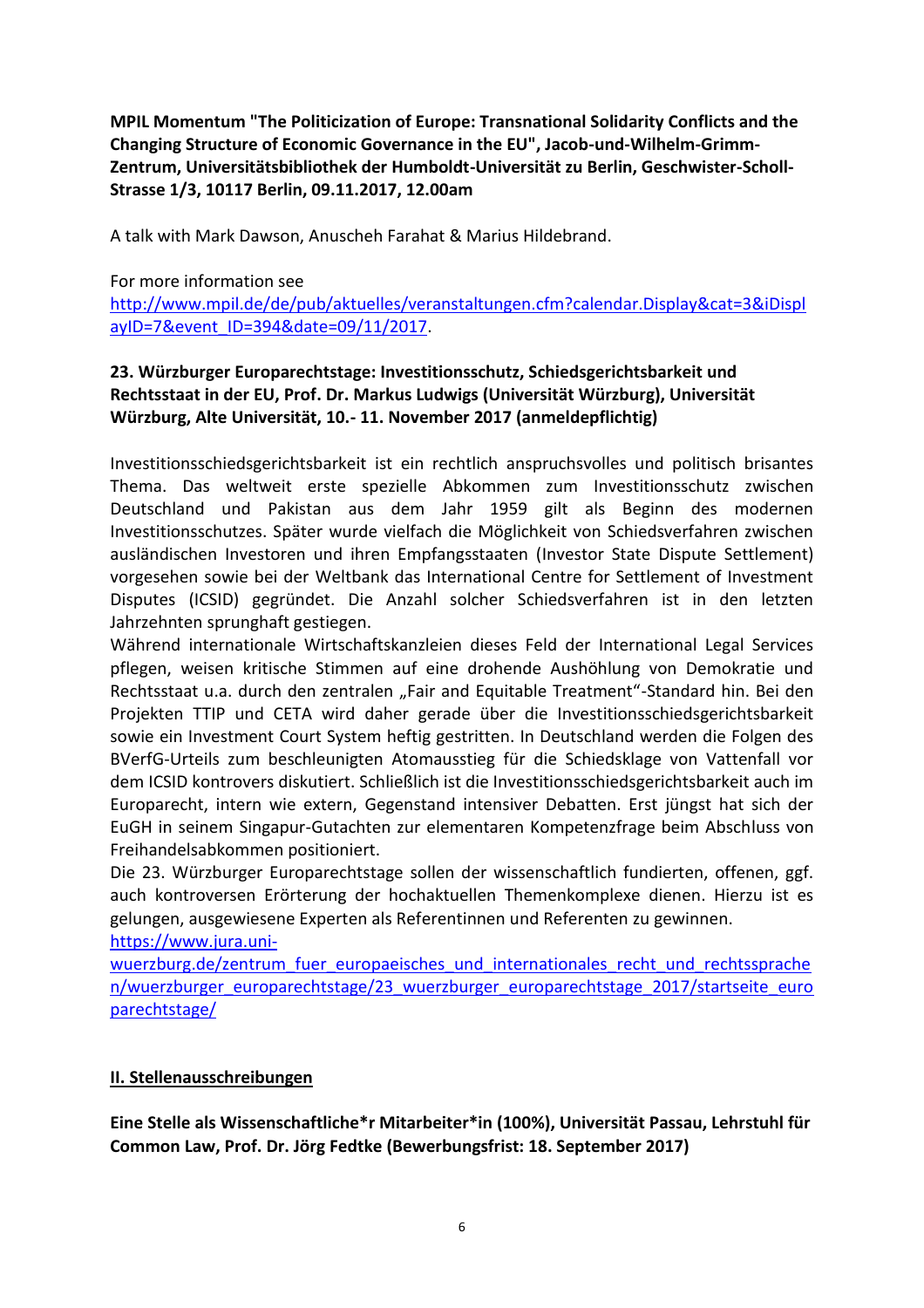**MPIL Momentum "The Politicization of Europe: Transnational Solidarity Conflicts and the Changing Structure of Economic Governance in the EU", Jacob-und-Wilhelm-Grimm-Zentrum, Universitätsbibliothek der Humboldt-Universität zu Berlin, Geschwister-Scholl-Strasse 1/3, 10117 Berlin, 09.11.2017, 12.00am**

A talk with Mark Dawson, Anuscheh Farahat & Marius Hildebrand.

For more information see http://www.mpil.de/de/pub/aktuelles/veranstaltungen.cfm?calendar.Display&cat=3&iDisplayID=7&event_ID=394&date=09/11/2017.

**23. Würzburger Europarechtstage: Investitionsschutz, Schiedsgerichtsbarkeit und Rechtsstaat in der EU, Prof. Dr. Markus Ludwigs (Universität Würzburg), Universität Würzburg, Alte Universität, 10.- 11. November 2017 (anmeldepflichtig)**

Investitionsschiedsgerichtsbarkeit ist ein rechtlich anspruchsvolles und politisch brisantes Thema. Das weltweit erste spezielle Abkommen zum Investitionsschutz zwischen Deutschland und Pakistan aus dem Jahr 1959 gilt als Beginn des modernen Investitionsschutzes. Später wurde vielfach die Möglichkeit von Schiedsverfahren zwischen ausländischen Investoren und ihren Empfangsstaaten (Investor State Dispute Settlement) vorgesehen sowie bei der Weltbank das International Centre for Settlement of Investment Disputes (ICSID) gegründet. Die Anzahl solcher Schiedsverfahren ist in den letzten Jahrzehnten sprunghaft gestiegen.

Während internationale Wirtschaftskanzleien dieses Feld der International Legal Services pflegen, weisen kritische Stimmen auf eine drohende Aushöhlung von Demokratie und Rechtsstaat u.a. durch den zentralen „Fair and Equitable Treatment"-Standard hin. Bei den Projekten TTIP und CETA wird daher gerade über die Investitionsschiedsgerichtsbarkeit sowie ein Investment Court System heftig gestritten. In Deutschland werden die Folgen des BVerfG-Urteils zum beschleunigten Atomausstieg für die Schiedsklage von Vattenfall vor dem ICSID kontrovers diskutiert. Schließlich ist die Investitionsschiedsgerichtsbarkeit auch im Europarecht, intern wie extern, Gegenstand intensiver Debatten. Erst jüngst hat sich der EuGH in seinem Singapur-Gutachten zur elementaren Kompetenzfrage beim Abschluss von Freihandelsabkommen positioniert.

Die 23. Würzburger Europarechtstage sollen der wissenschaftlich fundierten, offenen, ggf. auch kontroversen Erörterung der hochaktuellen Themenkomplexe dienen. Hierzu ist es gelungen, ausgewiesene Experten als Referentinnen und Referenten zu gewinnen.
https://www.jura.uni-wuerzburg.de/zentrum_fuer_europaeisches_und_internationales_recht_und_rechtssprachen/wuerzburger_europarechtstage/23_wuerzburger_europarechtstage_2017/startseite_europarechtstage/

## II. Stellenausschreibungen

**Eine Stelle als Wissenschaftliche*r Mitarbeiter*in (100%), Universität Passau, Lehrstuhl für Common Law, Prof. Dr. Jörg Fedtke (Bewerbungsfrist: 18. September 2017)**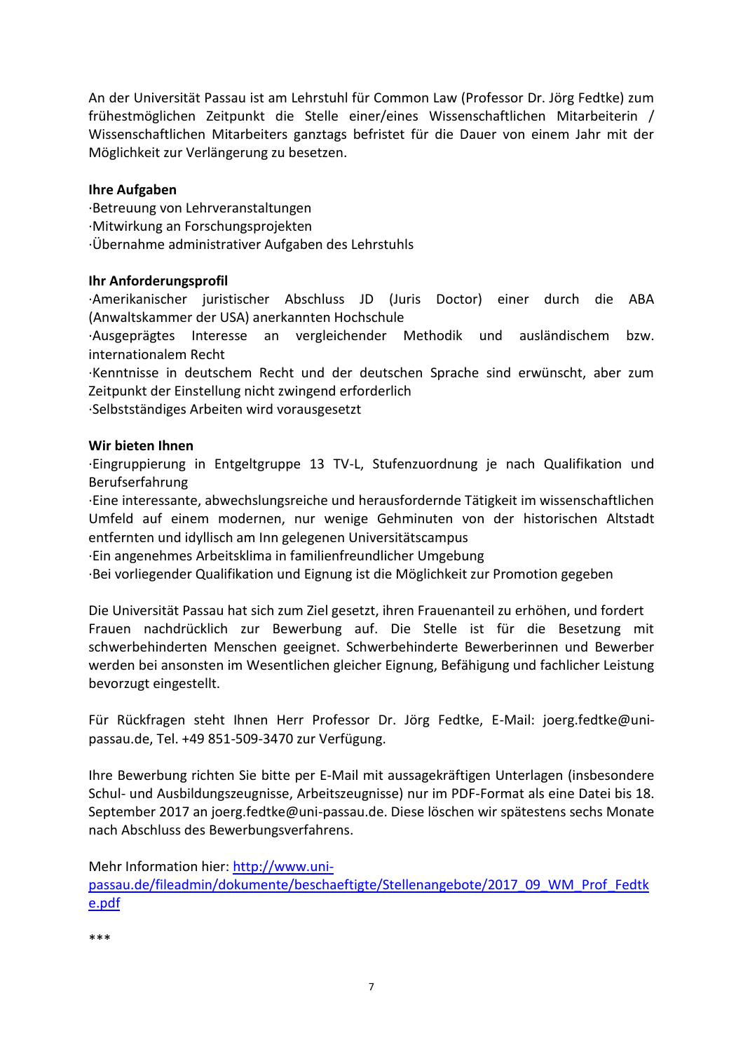An der Universität Passau ist am Lehrstuhl für Common Law (Professor Dr. Jörg Fedtke) zum frühestmöglichen Zeitpunkt die Stelle einer/eines Wissenschaftlichen Mitarbeiterin / Wissenschaftlichen Mitarbeiters ganztags befristet für die Dauer von einem Jahr mit der Möglichkeit zur Verlängerung zu besetzen.

**Ihre Aufgaben**

·Betreuung von Lehrveranstaltungen
·Mitwirkung an Forschungsprojekten
·Übernahme administrativer Aufgaben des Lehrstuhls

**Ihr Anforderungsprofil**

·Amerikanischer juristischer Abschluss JD (Juris Doctor) einer durch die ABA (Anwaltskammer der USA) anerkannten Hochschule
·Ausgeprägtes Interesse an vergleichender Methodik und ausländischem bzw. internationalem Recht
·Kenntnisse in deutschem Recht und der deutschen Sprache sind erwünscht, aber zum Zeitpunkt der Einstellung nicht zwingend erforderlich
·Selbstständiges Arbeiten wird vorausgesetzt

**Wir bieten Ihnen**

·Eingruppierung in Entgeltgruppe 13 TV-L, Stufenzuordnung je nach Qualifikation und Berufserfahrung
·Eine interessante, abwechslungsreiche und herausfordernde Tätigkeit im wissenschaftlichen Umfeld auf einem modernen, nur wenige Gehminuten von der historischen Altstadt entfernten und idyllisch am Inn gelegenen Universitätscampus
·Ein angenehmes Arbeitsklima in familienfreundlicher Umgebung
·Bei vorliegender Qualifikation und Eignung ist die Möglichkeit zur Promotion gegeben

Die Universität Passau hat sich zum Ziel gesetzt, ihren Frauenanteil zu erhöhen, und fordert Frauen nachdrücklich zur Bewerbung auf. Die Stelle ist für die Besetzung mit schwerbehinderten Menschen geeignet. Schwerbehinderte Bewerberinnen und Bewerber werden bei ansonsten im Wesentlichen gleicher Eignung, Befähigung und fachlicher Leistung bevorzugt eingestellt.

Für Rückfragen steht Ihnen Herr Professor Dr. Jörg Fedtke, E-Mail: joerg.fedtke@uni-passau.de, Tel. +49 851-509-3470 zur Verfügung.

Ihre Bewerbung richten Sie bitte per E-Mail mit aussagekräftigen Unterlagen (insbesondere Schul- und Ausbildungszeugnisse, Arbeitszeugnisse) nur im PDF-Format als eine Datei bis 18. September 2017 an joerg.fedtke@uni-passau.de. Diese löschen wir spätestens sechs Monate nach Abschluss des Bewerbungsverfahrens.

Mehr Information hier: [http://www.uni-passau.de/fileadmin/dokumente/beschaeftigte/Stellenangebote/2017_09_WM_Prof_Fedtke.pdf](http://www.uni-passau.de/fileadmin/dokumente/beschaeftigte/Stellenangebote/2017_09_WM_Prof_Fedtke.pdf)

***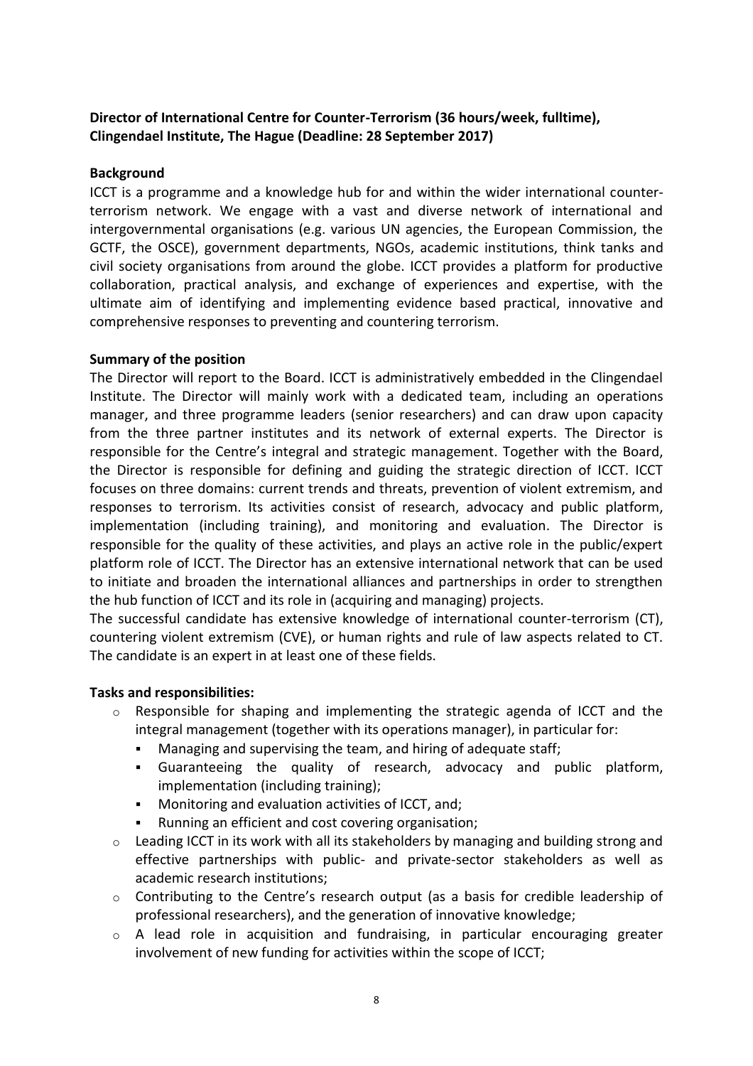**Director of International Centre for Counter-Terrorism (36 hours/week, fulltime), Clingendael Institute, The Hague (Deadline: 28 September 2017)**

**Background**

ICCT is a programme and a knowledge hub for and within the wider international counter-terrorism network. We engage with a vast and diverse network of international and intergovernmental organisations (e.g. various UN agencies, the European Commission, the GCTF, the OSCE), government departments, NGOs, academic institutions, think tanks and civil society organisations from around the globe. ICCT provides a platform for productive collaboration, practical analysis, and exchange of experiences and expertise, with the ultimate aim of identifying and implementing evidence based practical, innovative and comprehensive responses to preventing and countering terrorism.

**Summary of the position**

The Director will report to the Board. ICCT is administratively embedded in the Clingendael Institute. The Director will mainly work with a dedicated team, including an operations manager, and three programme leaders (senior researchers) and can draw upon capacity from the three partner institutes and its network of external experts. The Director is responsible for the Centre's integral and strategic management. Together with the Board, the Director is responsible for defining and guiding the strategic direction of ICCT. ICCT focuses on three domains: current trends and threats, prevention of violent extremism, and responses to terrorism. Its activities consist of research, advocacy and public platform, implementation (including training), and monitoring and evaluation. The Director is responsible for the quality of these activities, and plays an active role in the public/expert platform role of ICCT. The Director has an extensive international network that can be used to initiate and broaden the international alliances and partnerships in order to strengthen the hub function of ICCT and its role in (acquiring and managing) projects.

The successful candidate has extensive knowledge of international counter-terrorism (CT), countering violent extremism (CVE), or human rights and rule of law aspects related to CT. The candidate is an expert in at least one of these fields.

**Tasks and responsibilities:**

- Responsible for shaping and implementing the strategic agenda of ICCT and the integral management (together with its operations manager), in particular for:
  - Managing and supervising the team, and hiring of adequate staff;
  - Guaranteeing the quality of research, advocacy and public platform, implementation (including training);
  - Monitoring and evaluation activities of ICCT, and;
  - Running an efficient and cost covering organisation;
- Leading ICCT in its work with all its stakeholders by managing and building strong and effective partnerships with public- and private-sector stakeholders as well as academic research institutions;
- Contributing to the Centre's research output (as a basis for credible leadership of professional researchers), and the generation of innovative knowledge;
- A lead role in acquisition and fundraising, in particular encouraging greater involvement of new funding for activities within the scope of ICCT;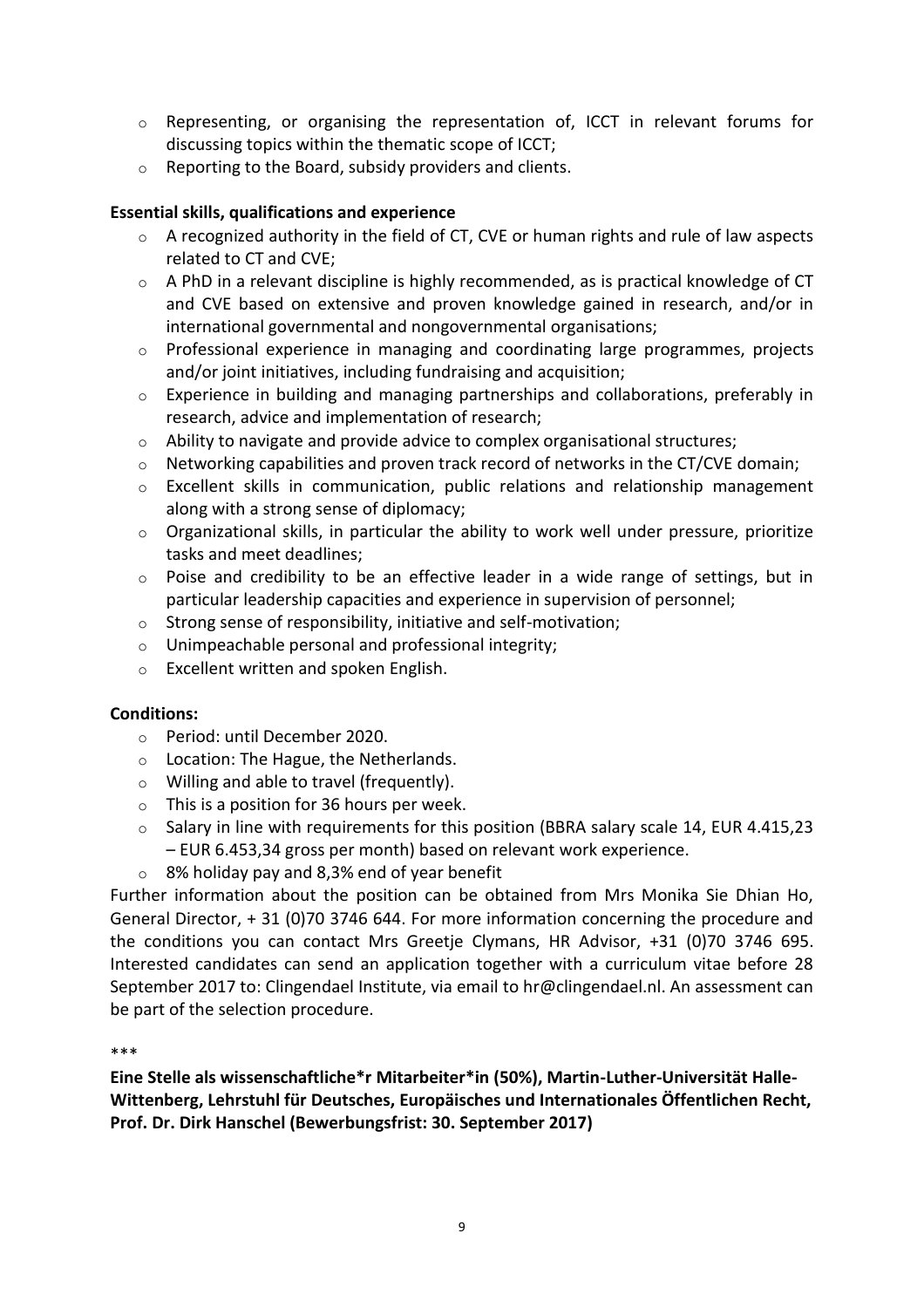- Representing, or organising the representation of, ICCT in relevant forums for discussing topics within the thematic scope of ICCT;
- Reporting to the Board, subsidy providers and clients.

**Essential skills, qualifications and experience**

- A recognized authority in the field of CT, CVE or human rights and rule of law aspects related to CT and CVE;
- A PhD in a relevant discipline is highly recommended, as is practical knowledge of CT and CVE based on extensive and proven knowledge gained in research, and/or in international governmental and nongovernmental organisations;
- Professional experience in managing and coordinating large programmes, projects and/or joint initiatives, including fundraising and acquisition;
- Experience in building and managing partnerships and collaborations, preferably in research, advice and implementation of research;
- Ability to navigate and provide advice to complex organisational structures;
- Networking capabilities and proven track record of networks in the CT/CVE domain;
- Excellent skills in communication, public relations and relationship management along with a strong sense of diplomacy;
- Organizational skills, in particular the ability to work well under pressure, prioritize tasks and meet deadlines;
- Poise and credibility to be an effective leader in a wide range of settings, but in particular leadership capacities and experience in supervision of personnel;
- Strong sense of responsibility, initiative and self-motivation;
- Unimpeachable personal and professional integrity;
- Excellent written and spoken English.

**Conditions:**

- Period: until December 2020.
- Location: The Hague, the Netherlands.
- Willing and able to travel (frequently).
- This is a position for 36 hours per week.
- Salary in line with requirements for this position (BBRA salary scale 14, EUR 4.415,23 – EUR 6.453,34 gross per month) based on relevant work experience.
- 8% holiday pay and 8,3% end of year benefit

Further information about the position can be obtained from Mrs Monika Sie Dhian Ho, General Director, + 31 (0)70 3746 644. For more information concerning the procedure and the conditions you can contact Mrs Greetje Clymans, HR Advisor, +31 (0)70 3746 695. Interested candidates can send an application together with a curriculum vitae before 28 September 2017 to: Clingendael Institute, via email to hr@clingendael.nl. An assessment can be part of the selection procedure.

***

**Eine Stelle als wissenschaftliche*r Mitarbeiter*in (50%), Martin-Luther-Universität Halle-Wittenberg, Lehrstuhl für Deutsches, Europäisches und Internationales Öffentlichen Recht, Prof. Dr. Dirk Hanschel (Bewerbungsfrist: 30. September 2017)**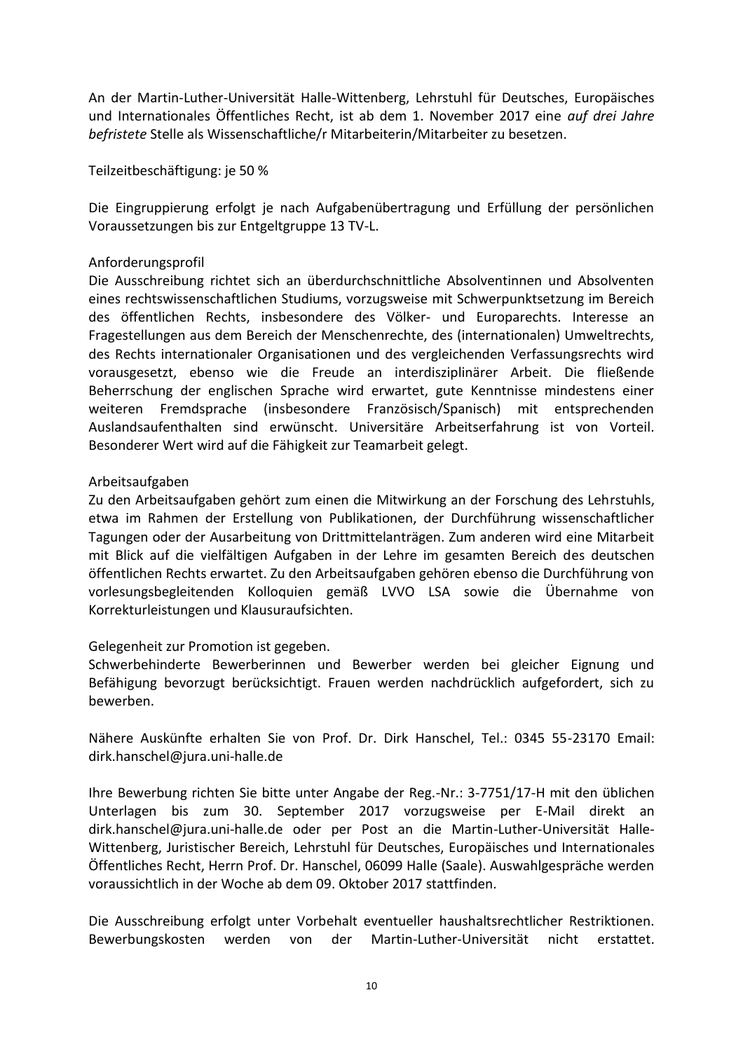An der Martin-Luther-Universität Halle-Wittenberg, Lehrstuhl für Deutsches, Europäisches und Internationales Öffentliches Recht, ist ab dem 1. November 2017 eine *auf drei Jahre befristete* Stelle als Wissenschaftliche/r Mitarbeiterin/Mitarbeiter zu besetzen.

Teilzeitbeschäftigung: je 50 %

Die Eingruppierung erfolgt je nach Aufgabenübertragung und Erfüllung der persönlichen Voraussetzungen bis zur Entgeltgruppe 13 TV-L.

Anforderungsprofil
Die Ausschreibung richtet sich an überdurchschnittliche Absolventinnen und Absolventen eines rechtswissenschaftlichen Studiums, vorzugsweise mit Schwerpunktsetzung im Bereich des öffentlichen Rechts, insbesondere des Völker- und Europarechts. Interesse an Fragestellungen aus dem Bereich der Menschenrechte, des (internationalen) Umweltrechts, des Rechts internationaler Organisationen und des vergleichenden Verfassungsrechts wird vorausgesetzt, ebenso wie die Freude an interdisziplinärer Arbeit. Die fließende Beherrschung der englischen Sprache wird erwartet, gute Kenntnisse mindestens einer weiteren Fremdsprache (insbesondere Französisch/Spanisch) mit entsprechenden Auslandsaufenthalten sind erwünscht. Universitäre Arbeitserfahrung ist von Vorteil. Besonderer Wert wird auf die Fähigkeit zur Teamarbeit gelegt.

Arbeitsaufgaben
Zu den Arbeitsaufgaben gehört zum einen die Mitwirkung an der Forschung des Lehrstuhls, etwa im Rahmen der Erstellung von Publikationen, der Durchführung wissenschaftlicher Tagungen oder der Ausarbeitung von Drittmittelanträgen. Zum anderen wird eine Mitarbeit mit Blick auf die vielfältigen Aufgaben in der Lehre im gesamten Bereich des deutschen öffentlichen Rechts erwartet. Zu den Arbeitsaufgaben gehören ebenso die Durchführung von vorlesungsbegleitenden Kolloquien gemäß LVVO LSA sowie die Übernahme von Korrekturleistungen und Klausuraufsichten.

Gelegenheit zur Promotion ist gegeben.
Schwerbehinderte Bewerberinnen und Bewerber werden bei gleicher Eignung und Befähigung bevorzugt berücksichtigt. Frauen werden nachdrücklich aufgefordert, sich zu bewerben.

Nähere Auskünfte erhalten Sie von Prof. Dr. Dirk Hanschel, Tel.: 0345 55-23170 Email: dirk.hanschel@jura.uni-halle.de

Ihre Bewerbung richten Sie bitte unter Angabe der Reg.-Nr.: 3-7751/17-H mit den üblichen Unterlagen bis zum 30. September 2017 vorzugsweise per E-Mail direkt an dirk.hanschel@jura.uni-halle.de oder per Post an die Martin-Luther-Universität Halle-Wittenberg, Juristischer Bereich, Lehrstuhl für Deutsches, Europäisches und Internationales Öffentliches Recht, Herrn Prof. Dr. Hanschel, 06099 Halle (Saale). Auswahlgespräche werden voraussichtlich in der Woche ab dem 09. Oktober 2017 stattfinden.

Die Ausschreibung erfolgt unter Vorbehalt eventueller haushaltsrechtlicher Restriktionen. Bewerbungskosten werden von der Martin-Luther-Universität nicht erstattet.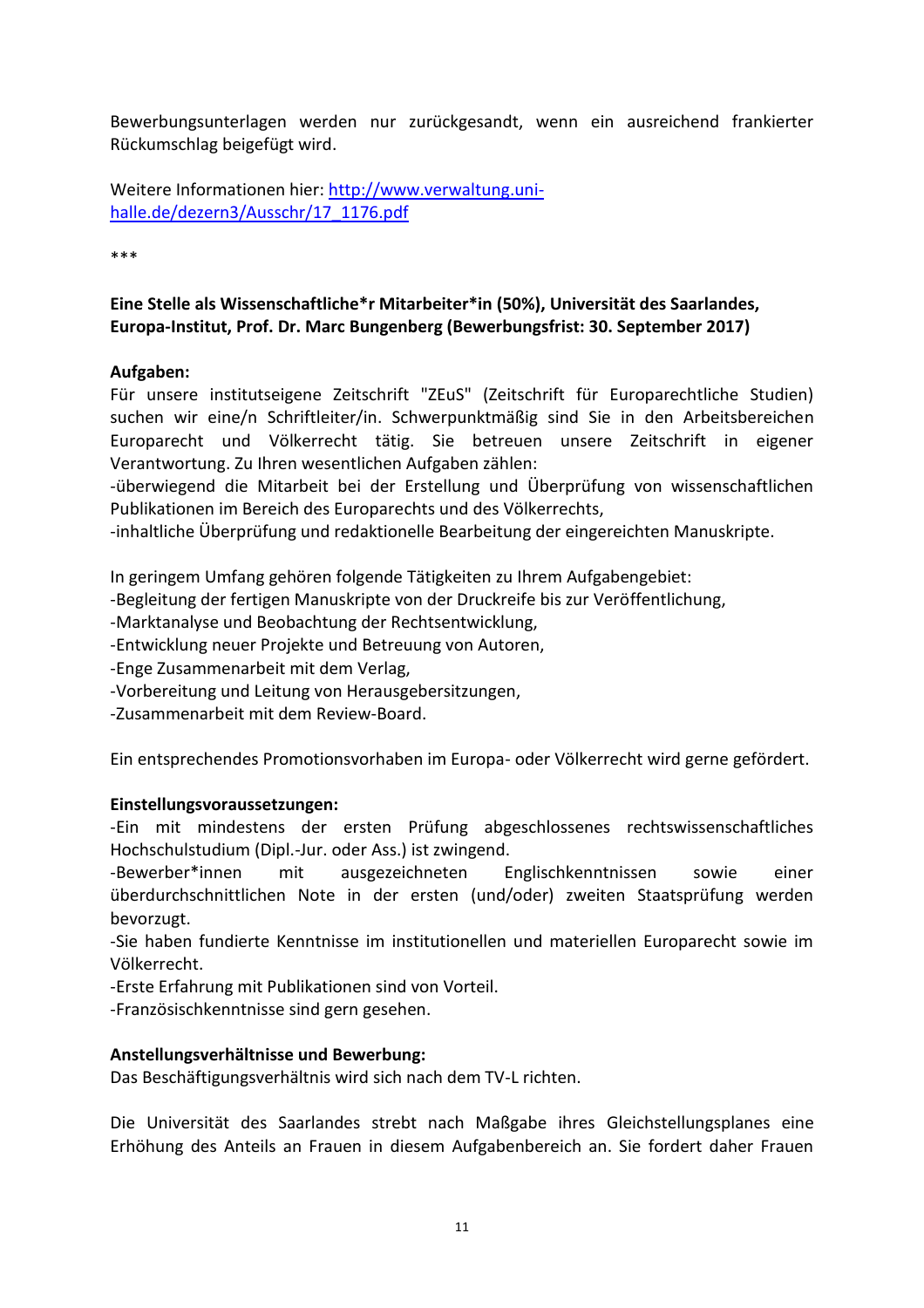Bewerbungsunterlagen werden nur zurückgesandt, wenn ein ausreichend frankierter Rückumschlag beigefügt wird.

Weitere Informationen hier: [http://www.verwaltung.uni-halle.de/dezern3/Ausschr/17_1176.pdf](http://www.verwaltung.uni-halle.de/dezern3/Ausschr/17_1176.pdf)

***

**Eine Stelle als Wissenschaftliche*r Mitarbeiter*in (50%), Universität des Saarlandes, Europa-Institut, Prof. Dr. Marc Bungenberg (Bewerbungsfrist: 30. September 2017)**

**Aufgaben:**
Für unsere institutseigene Zeitschrift "ZEuS" (Zeitschrift für Europarechtliche Studien) suchen wir eine/n Schriftleiter/in. Schwerpunktmäßig sind Sie in den Arbeitsbereichen Europarecht und Völkerrecht tätig. Sie betreuen unsere Zeitschrift in eigener Verantwortung. Zu Ihren wesentlichen Aufgaben zählen:
-überwiegend die Mitarbeit bei der Erstellung und Überprüfung von wissenschaftlichen Publikationen im Bereich des Europarechts und des Völkerrechts,
-inhaltliche Überprüfung und redaktionelle Bearbeitung der eingereichten Manuskripte.

In geringem Umfang gehören folgende Tätigkeiten zu Ihrem Aufgabengebiet:
-Begleitung der fertigen Manuskripte von der Druckreife bis zur Veröffentlichung,
-Marktanalyse und Beobachtung der Rechtsentwicklung,
-Entwicklung neuer Projekte und Betreuung von Autoren,
-Enge Zusammenarbeit mit dem Verlag,
-Vorbereitung und Leitung von Herausgebersitzungen,
-Zusammenarbeit mit dem Review-Board.

Ein entsprechendes Promotionsvorhaben im Europa- oder Völkerrecht wird gerne gefördert.

**Einstellungsvoraussetzungen:**
-Ein mit mindestens der ersten Prüfung abgeschlossenes rechtswissenschaftliches Hochschulstudium (Dipl.-Jur. oder Ass.) ist zwingend.
-Bewerber*innen mit ausgezeichneten Englischkenntnissen sowie einer überdurchschnittlichen Note in der ersten (und/oder) zweiten Staatsprüfung werden bevorzugt.
-Sie haben fundierte Kenntnisse im institutionellen und materiellen Europarecht sowie im Völkerrecht.
-Erste Erfahrung mit Publikationen sind von Vorteil.
-Französischkenntnisse sind gern gesehen.

**Anstellungsverhältnisse und Bewerbung:**
Das Beschäftigungsverhältnis wird sich nach dem TV-L richten.

Die Universität des Saarlandes strebt nach Maßgabe ihres Gleichstellungsplanes eine Erhöhung des Anteils an Frauen in diesem Aufgabenbereich an. Sie fordert daher Frauen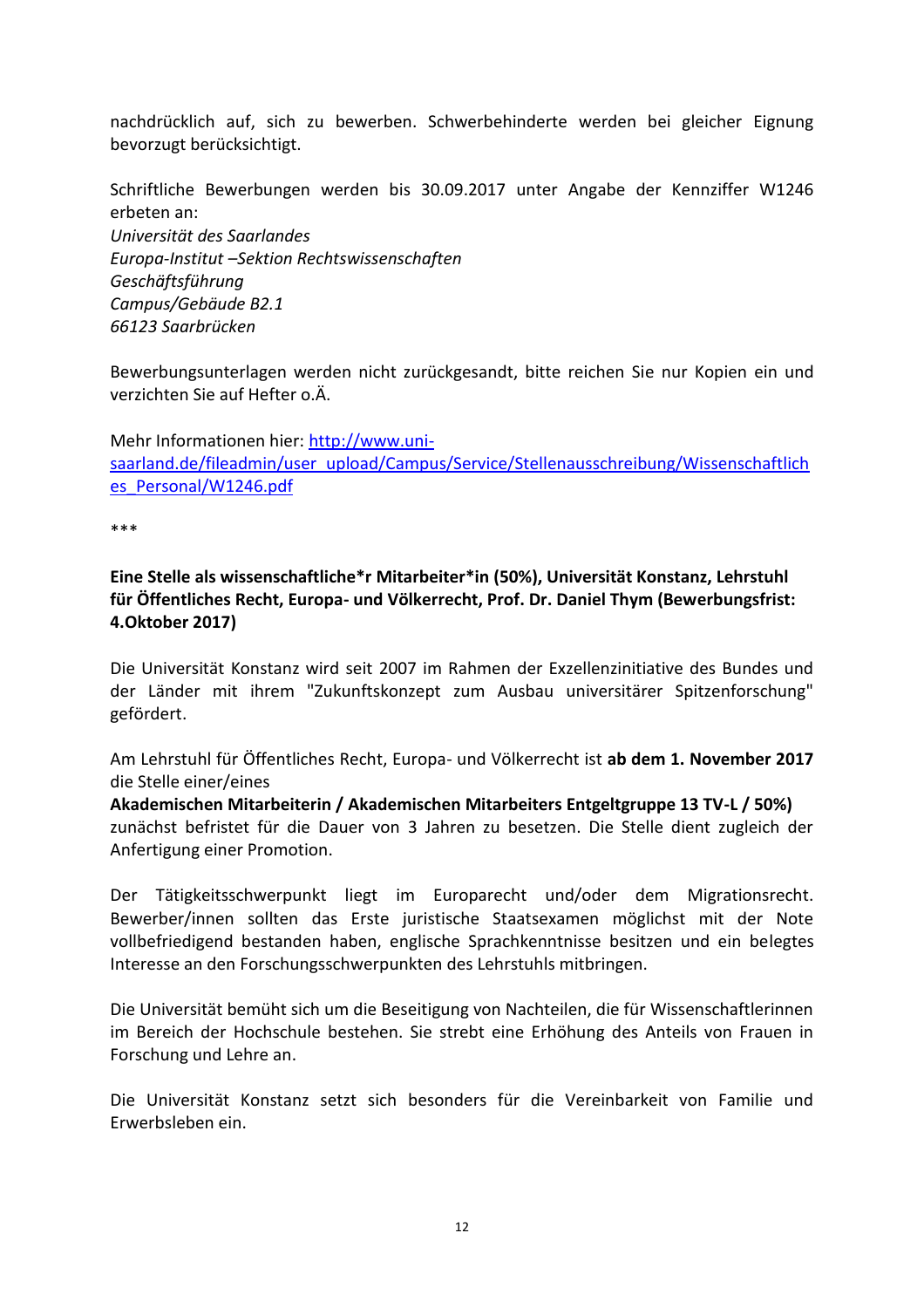nachdrücklich auf, sich zu bewerben. Schwerbehinderte werden bei gleicher Eignung bevorzugt berücksichtigt.

Schriftliche Bewerbungen werden bis 30.09.2017 unter Angabe der Kennziffer W1246 erbeten an:
*Universität des Saarlandes*
*Europa-Institut –Sektion Rechtswissenschaften*
*Geschäftsführung*
*Campus/Gebäude B2.1*
*66123 Saarbrücken*

Bewerbungsunterlagen werden nicht zurückgesandt, bitte reichen Sie nur Kopien ein und verzichten Sie auf Hefter o.Ä.

Mehr Informationen hier: [http://www.uni-saarland.de/fileadmin/user_upload/Campus/Service/Stellenausschreibung/Wissenschaftliches_Personal/W1246.pdf](http://www.uni-saarland.de/fileadmin/user_upload/Campus/Service/Stellenausschreibung/Wissenschaftliches_Personal/W1246.pdf)

***

**Eine Stelle als wissenschaftliche*r Mitarbeiter*in (50%), Universität Konstanz, Lehrstuhl für Öffentliches Recht, Europa- und Völkerrecht, Prof. Dr. Daniel Thym (Bewerbungsfrist: 4.Oktober 2017)**

Die Universität Konstanz wird seit 2007 im Rahmen der Exzellenzinitiative des Bundes und der Länder mit ihrem "Zukunftskonzept zum Ausbau universitärer Spitzenforschung" gefördert.

Am Lehrstuhl für Öffentliches Recht, Europa- und Völkerrecht ist **ab dem 1. November 2017** die Stelle einer/eines
**Akademischen Mitarbeiterin / Akademischen Mitarbeiters Entgeltgruppe 13 TV-L / 50%)** zunächst befristet für die Dauer von 3 Jahren zu besetzen. Die Stelle dient zugleich der Anfertigung einer Promotion.

Der Tätigkeitsschwerpunkt liegt im Europarecht und/oder dem Migrationsrecht. Bewerber/innen sollten das Erste juristische Staatsexamen möglichst mit der Note vollbefriedigend bestanden haben, englische Sprachkenntnisse besitzen und ein belegtes Interesse an den Forschungsschwerpunkten des Lehrstuhls mitbringen.

Die Universität bemüht sich um die Beseitigung von Nachteilen, die für Wissenschaftlerinnen im Bereich der Hochschule bestehen. Sie strebt eine Erhöhung des Anteils von Frauen in Forschung und Lehre an.

Die Universität Konstanz setzt sich besonders für die Vereinbarkeit von Familie und Erwerbsleben ein.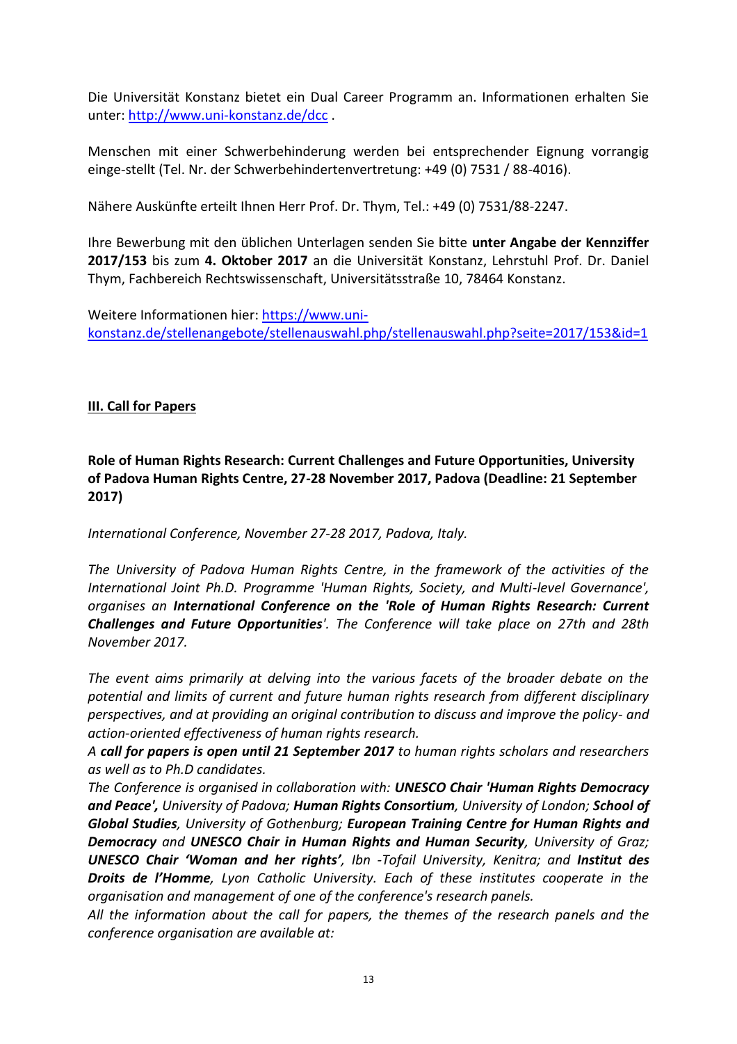Die Universität Konstanz bietet ein Dual Career Programm an. Informationen erhalten Sie unter: http://www.uni-konstanz.de/dcc .

Menschen mit einer Schwerbehinderung werden bei entsprechender Eignung vorrangig einge-stellt (Tel. Nr. der Schwerbehindertenvertretung: +49 (0) 7531 / 88-4016).

Nähere Auskünfte erteilt Ihnen Herr Prof. Dr. Thym, Tel.: +49 (0) 7531/88-2247.

Ihre Bewerbung mit den üblichen Unterlagen senden Sie bitte **unter Angabe der Kennziffer 2017/153** bis zum **4. Oktober 2017** an die Universität Konstanz, Lehrstuhl Prof. Dr. Daniel Thym, Fachbereich Rechtswissenschaft, Universitätsstraße 10, 78464 Konstanz.

Weitere Informationen hier: https://www.uni-konstanz.de/stellenangebote/stellenauswahl.php/stellenauswahl.php?seite=2017/153&id=1

## III. Call for Papers

**Role of Human Rights Research: Current Challenges and Future Opportunities, University of Padova Human Rights Centre, 27-28 November 2017, Padova (Deadline: 21 September 2017)**

*International Conference, November 27-28 2017, Padova, Italy.*

*The University of Padova Human Rights Centre, in the framework of the activities of the International Joint Ph.D. Programme 'Human Rights, Society, and Multi-level Governance', organises an* ***International Conference on the 'Role of Human Rights Research: Current Challenges and Future Opportunities****'. The Conference will take place on 27th and 28th November 2017.*

*The event aims primarily at delving into the various facets of the broader debate on the potential and limits of current and future human rights research from different disciplinary perspectives, and at providing an original contribution to discuss and improve the policy- and action-oriented effectiveness of human rights research.*

*A* ***call for papers is open until 21 September 2017*** *to human rights scholars and researchers as well as to Ph.D candidates.*

*The Conference is organised in collaboration with:* ***UNESCO Chair 'Human Rights Democracy and Peace',*** *University of Padova;* ***Human Rights Consortium****, University of London;* ***School of Global Studies****, University of Gothenburg;* ***European Training Centre for Human Rights and Democracy*** *and* ***UNESCO Chair in Human Rights and Human Security****, University of Graz;* ***UNESCO Chair 'Woman and her rights',*** *Ibn -Tofail University, Kenitra; and* ***Institut des Droits de l'Homme****, Lyon Catholic University. Each of these institutes cooperate in the organisation and management of one of the conference's research panels.*

*All the information about the call for papers, the themes of the research panels and the conference organisation are available at:*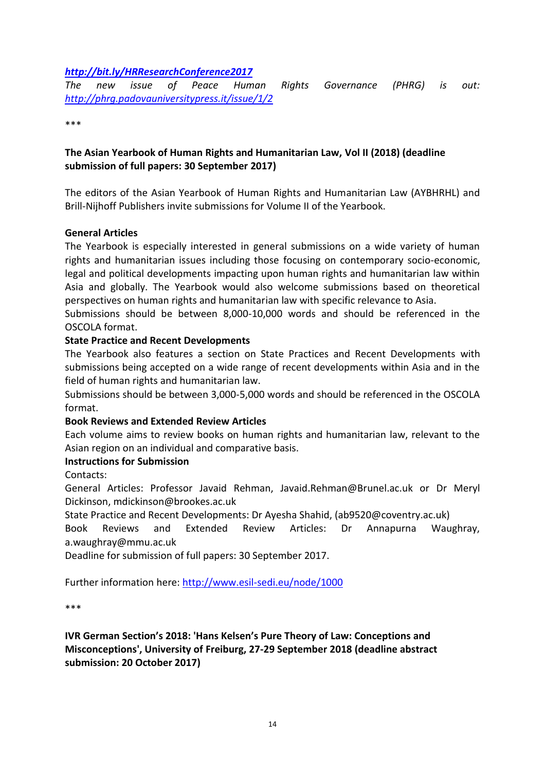***[http://bit.ly/HRResearchConference2017](http://bit.ly/HRResearchConference2017)***
*The new issue of Peace Human Rights Governance (PHRG) is out: [http://phrg.padovauniversitypress.it/issue/1/2](http://phrg.padovauniversitypress.it/issue/1/2)*

***

**The Asian Yearbook of Human Rights and Humanitarian Law, Vol II (2018) (deadline submission of full papers: 30 September 2017)**

The editors of the Asian Yearbook of Human Rights and Humanitarian Law (AYBHRHL) and Brill-Nijhoff Publishers invite submissions for Volume II of the Yearbook.

**General Articles**
The Yearbook is especially interested in general submissions on a wide variety of human rights and humanitarian issues including those focusing on contemporary socio-economic, legal and political developments impacting upon human rights and humanitarian law within Asia and globally. The Yearbook would also welcome submissions based on theoretical perspectives on human rights and humanitarian law with specific relevance to Asia.
Submissions should be between 8,000-10,000 words and should be referenced in the OSCOLA format.

**State Practice and Recent Developments**
The Yearbook also features a section on State Practices and Recent Developments with submissions being accepted on a wide range of recent developments within Asia and in the field of human rights and humanitarian law.
Submissions should be between 3,000-5,000 words and should be referenced in the OSCOLA format.

**Book Reviews and Extended Review Articles**
Each volume aims to review books on human rights and humanitarian law, relevant to the Asian region on an individual and comparative basis.

**Instructions for Submission**
Contacts:
General Articles: Professor Javaid Rehman, Javaid.Rehman@Brunel.ac.uk or Dr Meryl Dickinson, mdickinson@brookes.ac.uk
State Practice and Recent Developments: Dr Ayesha Shahid, (ab9520@coventry.ac.uk)
Book Reviews and Extended Review Articles: Dr Annapurna Waughray, a.waughray@mmu.ac.uk
Deadline for submission of full papers: 30 September 2017.

Further information here: [http://www.esil-sedi.eu/node/1000](http://www.esil-sedi.eu/node/1000)

***

**IVR German Section's 2018: 'Hans Kelsen's Pure Theory of Law: Conceptions and Misconceptions', University of Freiburg, 27-29 September 2018 (deadline abstract submission: 20 October 2017)**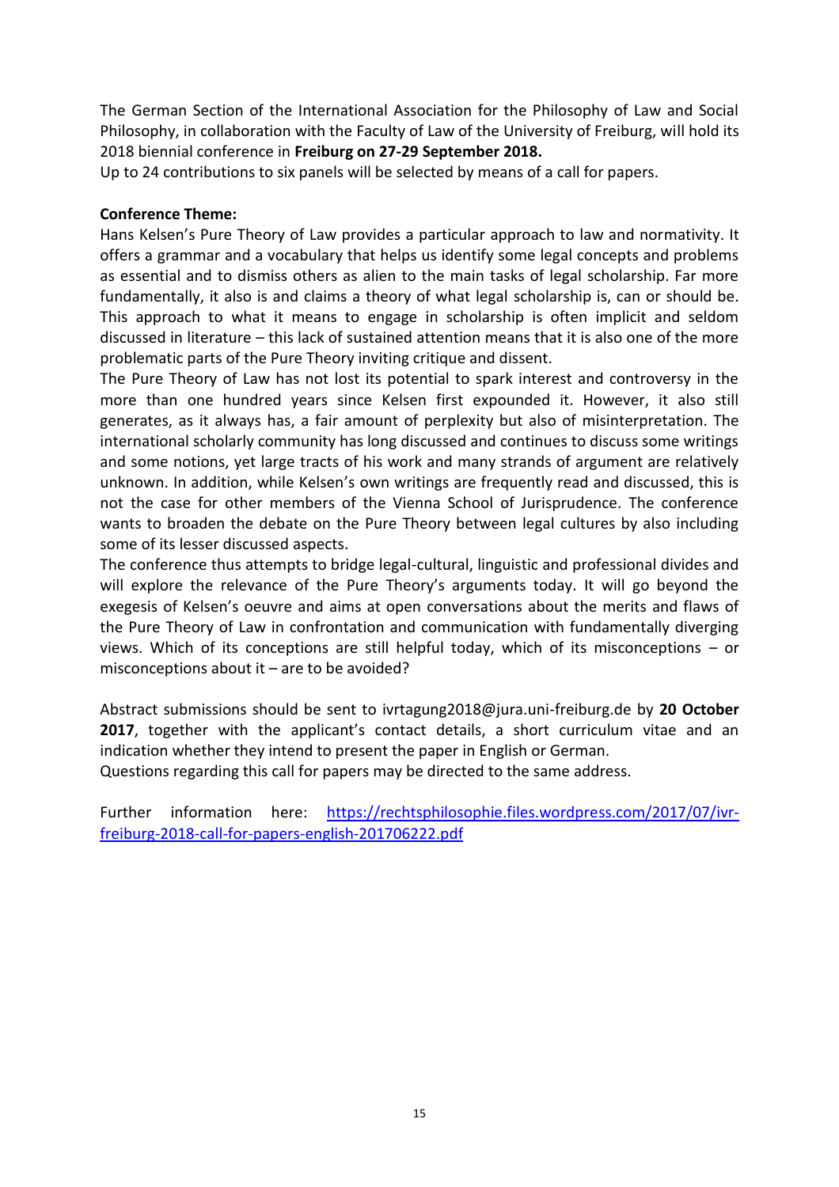The German Section of the International Association for the Philosophy of Law and Social Philosophy, in collaboration with the Faculty of Law of the University of Freiburg, will hold its 2018 biennial conference in **Freiburg on 27-29 September 2018.**
Up to 24 contributions to six panels will be selected by means of a call for papers.

**Conference Theme:**
Hans Kelsen's Pure Theory of Law provides a particular approach to law and normativity. It offers a grammar and a vocabulary that helps us identify some legal concepts and problems as essential and to dismiss others as alien to the main tasks of legal scholarship. Far more fundamentally, it also is and claims a theory of what legal scholarship is, can or should be. This approach to what it means to engage in scholarship is often implicit and seldom discussed in literature – this lack of sustained attention means that it is also one of the more problematic parts of the Pure Theory inviting critique and dissent.
The Pure Theory of Law has not lost its potential to spark interest and controversy in the more than one hundred years since Kelsen first expounded it. However, it also still generates, as it always has, a fair amount of perplexity but also of misinterpretation. The international scholarly community has long discussed and continues to discuss some writings and some notions, yet large tracts of his work and many strands of argument are relatively unknown. In addition, while Kelsen's own writings are frequently read and discussed, this is not the case for other members of the Vienna School of Jurisprudence. The conference wants to broaden the debate on the Pure Theory between legal cultures by also including some of its lesser discussed aspects.
The conference thus attempts to bridge legal-cultural, linguistic and professional divides and will explore the relevance of the Pure Theory's arguments today. It will go beyond the exegesis of Kelsen's oeuvre and aims at open conversations about the merits and flaws of the Pure Theory of Law in confrontation and communication with fundamentally diverging views. Which of its conceptions are still helpful today, which of its misconceptions – or misconceptions about it – are to be avoided?

Abstract submissions should be sent to ivrtagung2018@jura.uni-freiburg.de by **20 October 2017**, together with the applicant's contact details, a short curriculum vitae and an indication whether they intend to present the paper in English or German.
Questions regarding this call for papers may be directed to the same address.

Further information here: [https://rechtsphilosophie.files.wordpress.com/2017/07/ivr-freiburg-2018-call-for-papers-english-201706222.pdf](https://rechtsphilosophie.files.wordpress.com/2017/07/ivr-freiburg-2018-call-for-papers-english-201706222.pdf)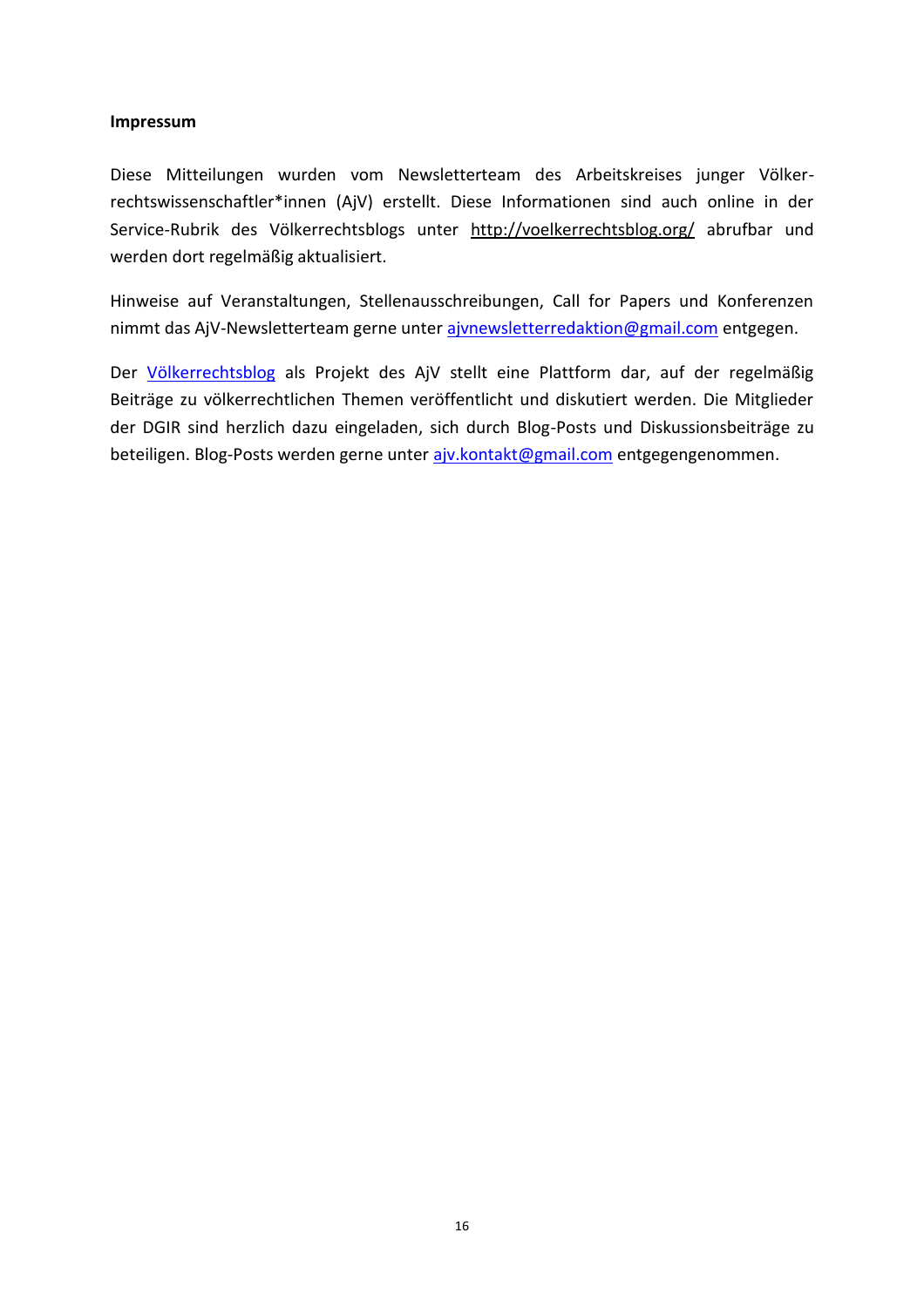**Impressum**

Diese Mitteilungen wurden vom Newsletterteam des Arbeitskreises junger Völkerrechtswissenschaftler*innen (AjV) erstellt. Diese Informationen sind auch online in der Service-Rubrik des Völkerrechtsblogs unter http://voelkerrechtsblog.org/ abrufbar und werden dort regelmäßig aktualisiert.

Hinweise auf Veranstaltungen, Stellenausschreibungen, Call for Papers und Konferenzen nimmt das AjV-Newsletterteam gerne unter ajvnewsletterredaktion@gmail.com entgegen.

Der Völkerrechtsblog als Projekt des AjV stellt eine Plattform dar, auf der regelmäßig Beiträge zu völkerrechtlichen Themen veröffentlicht und diskutiert werden. Die Mitglieder der DGIR sind herzlich dazu eingeladen, sich durch Blog-Posts und Diskussionsbeiträge zu beteiligen. Blog-Posts werden gerne unter ajv.kontakt@gmail.com entgegengenommen.